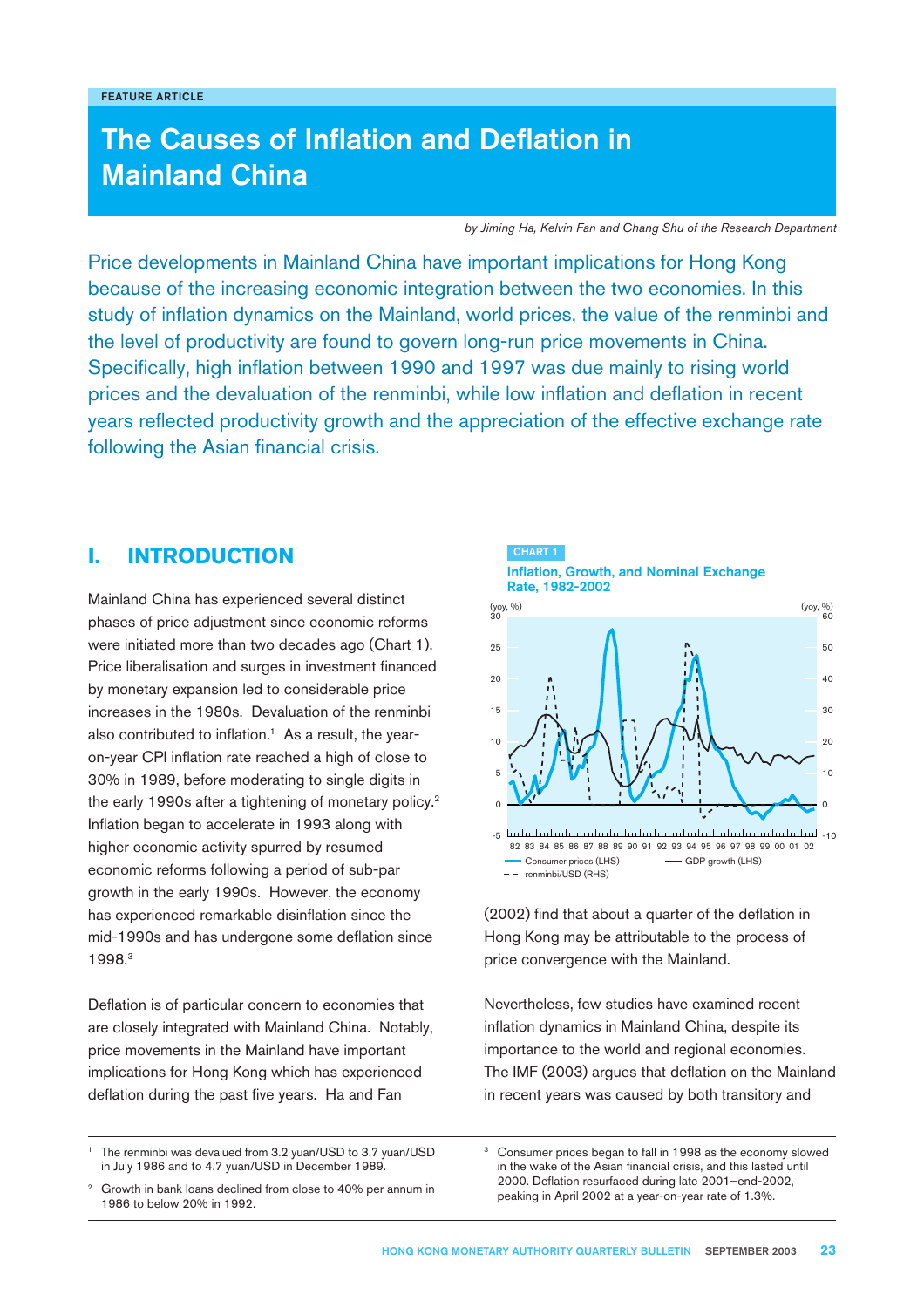FEATURE ARTICLE

# The Causes of Inflation and Deflation in Mainland China

*by Jiming Ha, Kelvin Fan and Chang Shu of the Research Department*

Price developments in Mainland China have important implications for Hong Kong because of the increasing economic integration between the two economies. In this study of inflation dynamics on the Mainland, world prices, the value of the renminbi and the level of productivity are found to govern long-run price movements in China. Specifically, high inflation between 1990 and 1997 was due mainly to rising world prices and the devaluation of the renminbi, while low inflation and deflation in recent years reflected productivity growth and the appreciation of the effective exchange rate following the Asian financial crisis.

## I. INTRODUCTION

Mainland China has experienced several distinct phases of price adjustment since economic reforms were initiated more than two decades ago (Chart 1). Price liberalisation and surges in investment financed by monetary expansion led to considerable price increases in the 1980s. Devaluation of the renminbi also contributed to inflation.[1] As a result, the year-on-year CPI inflation rate reached a high of close to 30% in 1989, before moderating to single digits in the early 1990s after a tightening of monetary policy.[2] Inflation began to accelerate in 1993 along with higher economic activity spurred by resumed economic reforms following a period of sub-par growth in the early 1990s. However, the economy has experienced remarkable disinflation since the mid-1990s and has undergone some deflation since 1998.[3]

Deflation is of particular concern to economies that are closely integrated with Mainland China. Notably, price movements in the Mainland have important implications for Hong Kong which has experienced deflation during the past five years. Ha and Fan (2002) find that about a quarter of the deflation in Hong Kong may be attributable to the process of price convergence with the Mainland.

CHART 1

**Inflation, Growth, and Nominal Exchange Rate, 1982-2002**

Nevertheless, few studies have examined recent inflation dynamics in Mainland China, despite its importance to the world and regional economies. The IMF (2003) argues that deflation on the Mainland in recent years was caused by both transitory and

---

[1] The renminbi was devalued from 3.2 yuan/USD to 3.7 yuan/USD in July 1986 and to 4.7 yuan/USD in December 1989.

[2] Growth in bank loans declined from close to 40% per annum in 1986 to below 20% in 1992.

[3] Consumer prices began to fall in 1998 as the economy slowed in the wake of the Asian financial crisis, and this lasted until 2000. Deflation resurfaced during late 2001–end-2002, peaking in April 2002 at a year-on-year rate of 1.3%.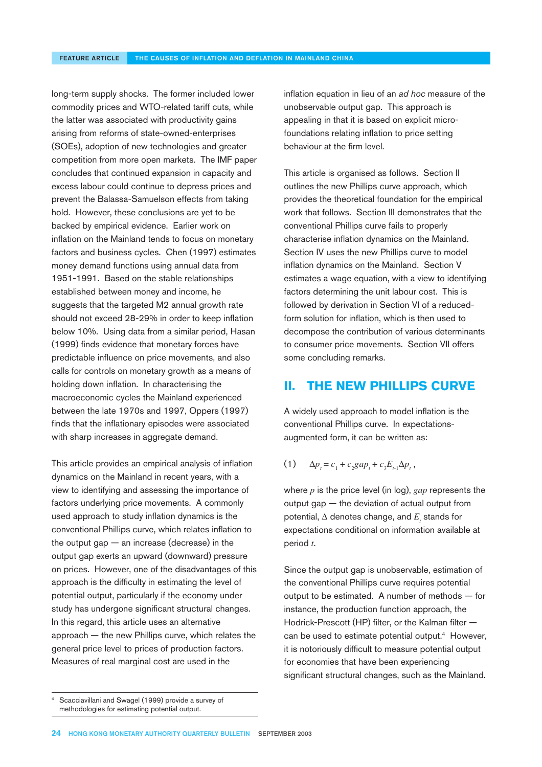long-term supply shocks. The former included lower commodity prices and WTO-related tariff cuts, while the latter was associated with productivity gains arising from reforms of state-owned-enterprises (SOEs), adoption of new technologies and greater competition from more open markets. The IMF paper concludes that continued expansion in capacity and excess labour could continue to depress prices and prevent the Balassa-Samuelson effects from taking hold. However, these conclusions are yet to be backed by empirical evidence. Earlier work on inflation on the Mainland tends to focus on monetary factors and business cycles. Chen (1997) estimates money demand functions using annual data from 1951-1991. Based on the stable relationships established between money and income, he suggests that the targeted M2 annual growth rate should not exceed 28-29% in order to keep inflation below 10%. Using data from a similar period, Hasan (1999) finds evidence that monetary forces have predictable influence on price movements, and also calls for controls on monetary growth as a means of holding down inflation. In characterising the macroeconomic cycles the Mainland experienced between the late 1970s and 1997, Oppers (1997) finds that the inflationary episodes were associated with sharp increases in aggregate demand.

This article provides an empirical analysis of inflation dynamics on the Mainland in recent years, with a view to identifying and assessing the importance of factors underlying price movements. A commonly used approach to study inflation dynamics is the conventional Phillips curve, which relates inflation to the output gap — an increase (decrease) in the output gap exerts an upward (downward) pressure on prices. However, one of the disadvantages of this approach is the difficulty in estimating the level of potential output, particularly if the economy under study has undergone significant structural changes. In this regard, this article uses an alternative approach — the new Phillips curve, which relates the general price level to prices of production factors. Measures of real marginal cost are used in the inflation equation in lieu of an *ad hoc* measure of the unobservable output gap. This approach is appealing in that it is based on explicit micro-foundations relating inflation to price setting behaviour at the firm level.

This article is organised as follows. Section II outlines the new Phillips curve approach, which provides the theoretical foundation for the empirical work that follows. Section III demonstrates that the conventional Phillips curve fails to properly characterise inflation dynamics on the Mainland. Section IV uses the new Phillips curve to model inflation dynamics on the Mainland. Section V estimates a wage equation, with a view to identifying factors determining the unit labour cost. This is followed by derivation in Section VI of a reduced-form solution for inflation, which is then used to decompose the contribution of various determinants to consumer price movements. Section VII offers some concluding remarks.

## II. THE NEW PHILLIPS CURVE

A widely used approach to model inflation is the conventional Phillips curve. In expectations-augmented form, it can be written as:

$$(1) \quad \Delta p_t = c_1 + c_2 gap_t + c_3 E_{t-1} \Delta p_t \, ,$$

where $p$ is the price level (in log), $gap$ represents the output gap — the deviation of actual output from potential, $\Delta$ denotes change, and $E_t$ stands for expectations conditional on information available at period $t$.

Since the output gap is unobservable, estimation of the conventional Phillips curve requires potential output to be estimated. A number of methods — for instance, the production function approach, the Hodrick-Prescott (HP) filter, or the Kalman filter — can be used to estimate potential output.[4] However, it is notoriously difficult to measure potential output for economies that have been experiencing significant structural changes, such as the Mainland.

[4] Scacciavillani and Swagel (1999) provide a survey of methodologies for estimating potential output.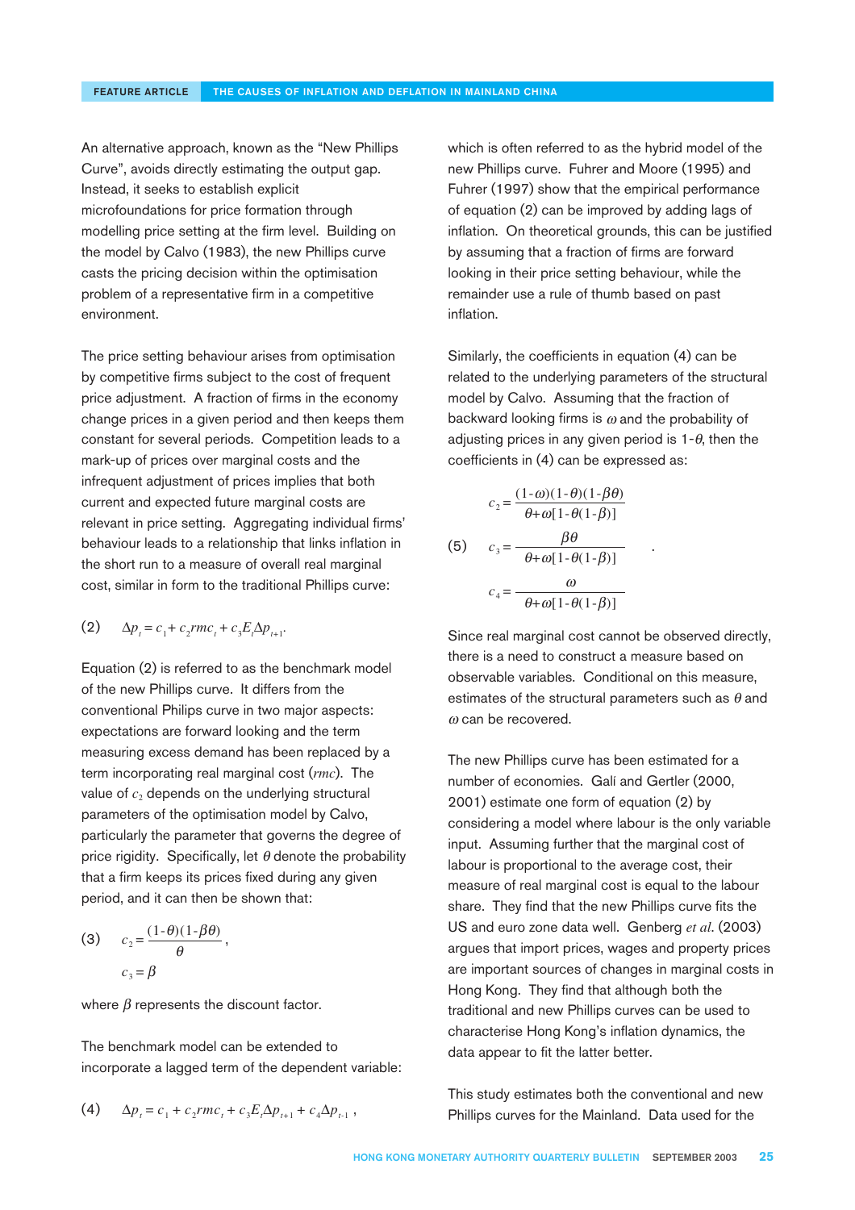An alternative approach, known as the "New Phillips Curve", avoids directly estimating the output gap. Instead, it seeks to establish explicit microfoundations for price formation through modelling price setting at the firm level. Building on the model by Calvo (1983), the new Phillips curve casts the pricing decision within the optimisation problem of a representative firm in a competitive environment.

The price setting behaviour arises from optimisation by competitive firms subject to the cost of frequent price adjustment. A fraction of firms in the economy change prices in a given period and then keeps them constant for several periods. Competition leads to a mark-up of prices over marginal costs and the infrequent adjustment of prices implies that both current and expected future marginal costs are relevant in price setting. Aggregating individual firms' behaviour leads to a relationship that links inflation in the short run to a measure of overall real marginal cost, similar in form to the traditional Phillips curve:

$$\text{(2)} \quad \Delta p_t = c_1 + c_2 rmc_t + c_3 E_t \Delta p_{t+1}.$$

Equation (2) is referred to as the benchmark model of the new Phillips curve. It differs from the conventional Philips curve in two major aspects: expectations are forward looking and the term measuring excess demand has been replaced by a term incorporating real marginal cost ($rmc$). The value of $c_2$ depends on the underlying structural parameters of the optimisation model by Calvo, particularly the parameter that governs the degree of price rigidity. Specifically, let $\theta$ denote the probability that a firm keeps its prices fixed during any given period, and it can then be shown that:

$$\text{(3)} \quad c_2 = \frac{(1-\theta)(1-\beta\theta)}{\theta}, \qquad c_3 = \beta$$

where $\beta$ represents the discount factor.

The benchmark model can be extended to incorporate a lagged term of the dependent variable:

$$\text{(4)} \quad \Delta p_t = c_1 + c_2 rmc_t + c_3 E_t \Delta p_{t+1} + c_4 \Delta p_{t-1},$$

which is often referred to as the hybrid model of the new Phillips curve. Fuhrer and Moore (1995) and Fuhrer (1997) show that the empirical performance of equation (2) can be improved by adding lags of inflation. On theoretical grounds, this can be justified by assuming that a fraction of firms are forward looking in their price setting behaviour, while the remainder use a rule of thumb based on past inflation.

Similarly, the coefficients in equation (4) can be related to the underlying parameters of the structural model by Calvo. Assuming that the fraction of backward looking firms is $\omega$ and the probability of adjusting prices in any given period is $1-\theta$, then the coefficients in (4) can be expressed as:

$$\text{(5)} \quad c_2 = \frac{(1-\omega)(1-\theta)(1-\beta\theta)}{\theta+\omega[1-\theta(1-\beta)]}, \quad c_3 = \frac{\beta\theta}{\theta+\omega[1-\theta(1-\beta)]}, \quad c_4 = \frac{\omega}{\theta+\omega[1-\theta(1-\beta)]}.$$

Since real marginal cost cannot be observed directly, there is a need to construct a measure based on observable variables. Conditional on this measure, estimates of the structural parameters such as $\theta$ and $\omega$ can be recovered.

The new Phillips curve has been estimated for a number of economies. Galí and Gertler (2000, 2001) estimate one form of equation (2) by considering a model where labour is the only variable input. Assuming further that the marginal cost of labour is proportional to the average cost, their measure of real marginal cost is equal to the labour share. They find that the new Phillips curve fits the US and euro zone data well. Genberg *et al*. (2003) argues that import prices, wages and property prices are important sources of changes in marginal costs in Hong Kong. They find that although both the traditional and new Phillips curves can be used to characterise Hong Kong's inflation dynamics, the data appear to fit the latter better.

This study estimates both the conventional and new Phillips curves for the Mainland. Data used for the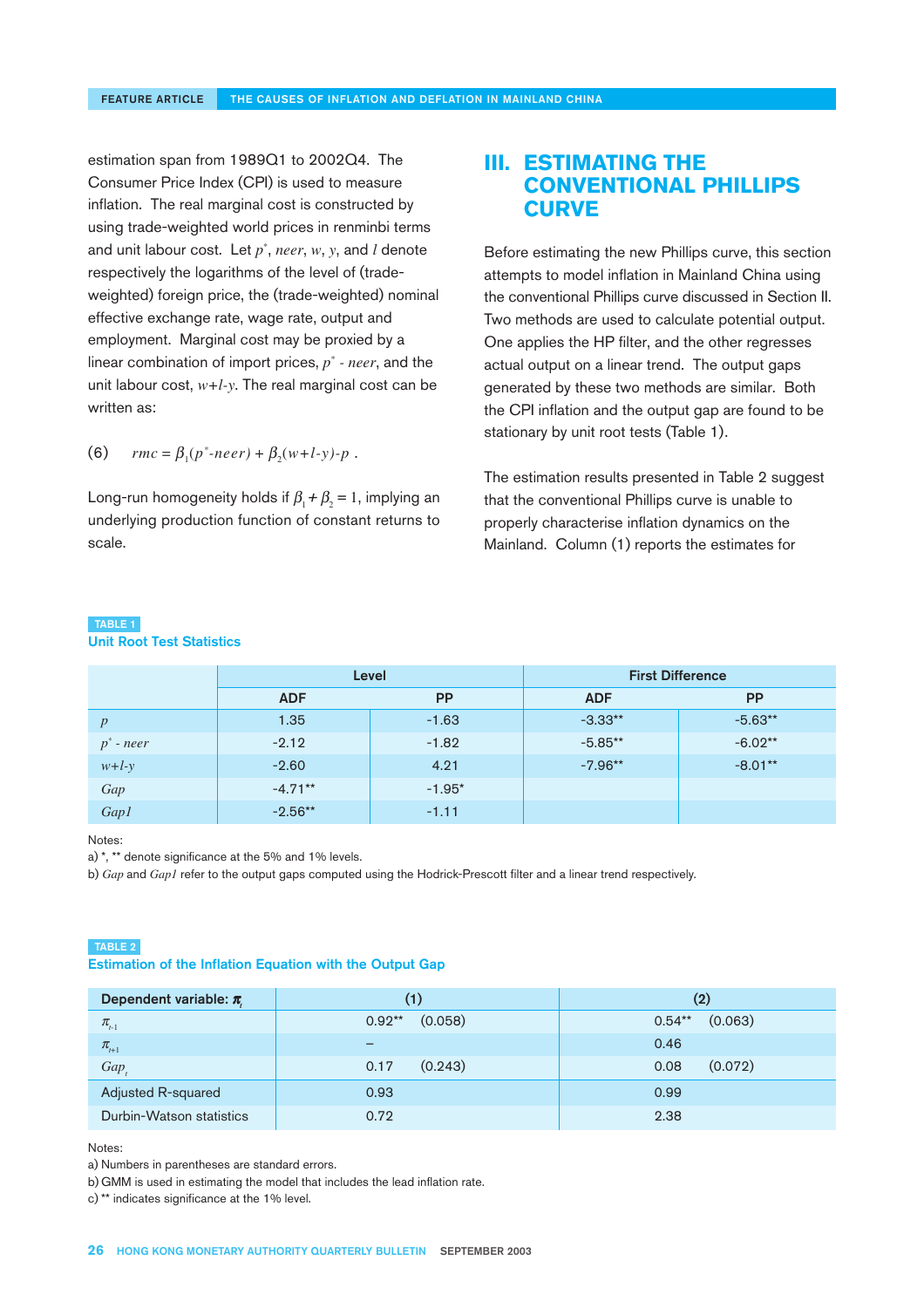estimation span from 1989Q1 to 2002Q4. The Consumer Price Index (CPI) is used to measure inflation. The real marginal cost is constructed by using trade-weighted world prices in renminbi terms and unit labour cost. Let $p^*$, $neer$, $w$, $y$, and $l$ denote respectively the logarithms of the level of (trade-weighted) foreign price, the (trade-weighted) nominal effective exchange rate, wage rate, output and employment. Marginal cost may be proxied by a linear combination of import prices, $p^*$ - $neer$, and the unit labour cost, $w$+$l$-$y$. The real marginal cost can be written as:

$$rmc = \beta_1(p^*\text{-}neer) + \beta_2(w+l\text{-}y)\text{-}p \ . \qquad (6)$$

Long-run homogeneity holds if $\beta_1 + \beta_2 = 1$, implying an underlying production function of constant returns to scale.

## III. ESTIMATING THE CONVENTIONAL PHILLIPS CURVE

Before estimating the new Phillips curve, this section attempts to model inflation in Mainland China using the conventional Phillips curve discussed in Section II. Two methods are used to calculate potential output. One applies the HP filter, and the other regresses actual output on a linear trend. The output gaps generated by these two methods are similar. Both the CPI inflation and the output gap are found to be stationary by unit root tests (Table 1).

The estimation results presented in Table 2 suggest that the conventional Phillips curve is unable to properly characterise inflation dynamics on the Mainland. Column (1) reports the estimates for

**TABLE 1**
**Unit Root Test Statistics**

| | Level | | First Difference | |
|---|---|---|---|---|
| | ADF | PP | ADF | PP |
| $p$ | 1.35 | -1.63 | -3.33** | -5.63** |
| $p^*$ - $neer$ | -2.12 | -1.82 | -5.85** | -6.02** |
| $w$+$l$-$y$ | -2.60 | 4.21 | -7.96** | -8.01** |
| *Gap* | -4.71** | -1.95* | | |
| *Gap1* | -2.56** | -1.11 | | |

Notes:
a) *, ** denote significance at the 5% and 1% levels.
b) *Gap* and *Gap1* refer to the output gaps computed using the Hodrick-Prescott filter and a linear trend respectively.

**TABLE 2**
**Estimation of the Inflation Equation with the Output Gap**

| Dependent variable: $\pi_t$ | (1) | (2) |
|---|---|---|
| $\pi_{t-1}$ | 0.92** (0.058) | 0.54** (0.063) |
| $\pi_{t+1}$ | – | 0.46 |
| $Gap_t$ | 0.17 (0.243) | 0.08 (0.072) |
| Adjusted R-squared | 0.93 | 0.99 |
| Durbin-Watson statistics | 0.72 | 2.38 |

Notes:
a) Numbers in parentheses are standard errors.
b) GMM is used in estimating the model that includes the lead inflation rate.
c) ** indicates significance at the 1% level.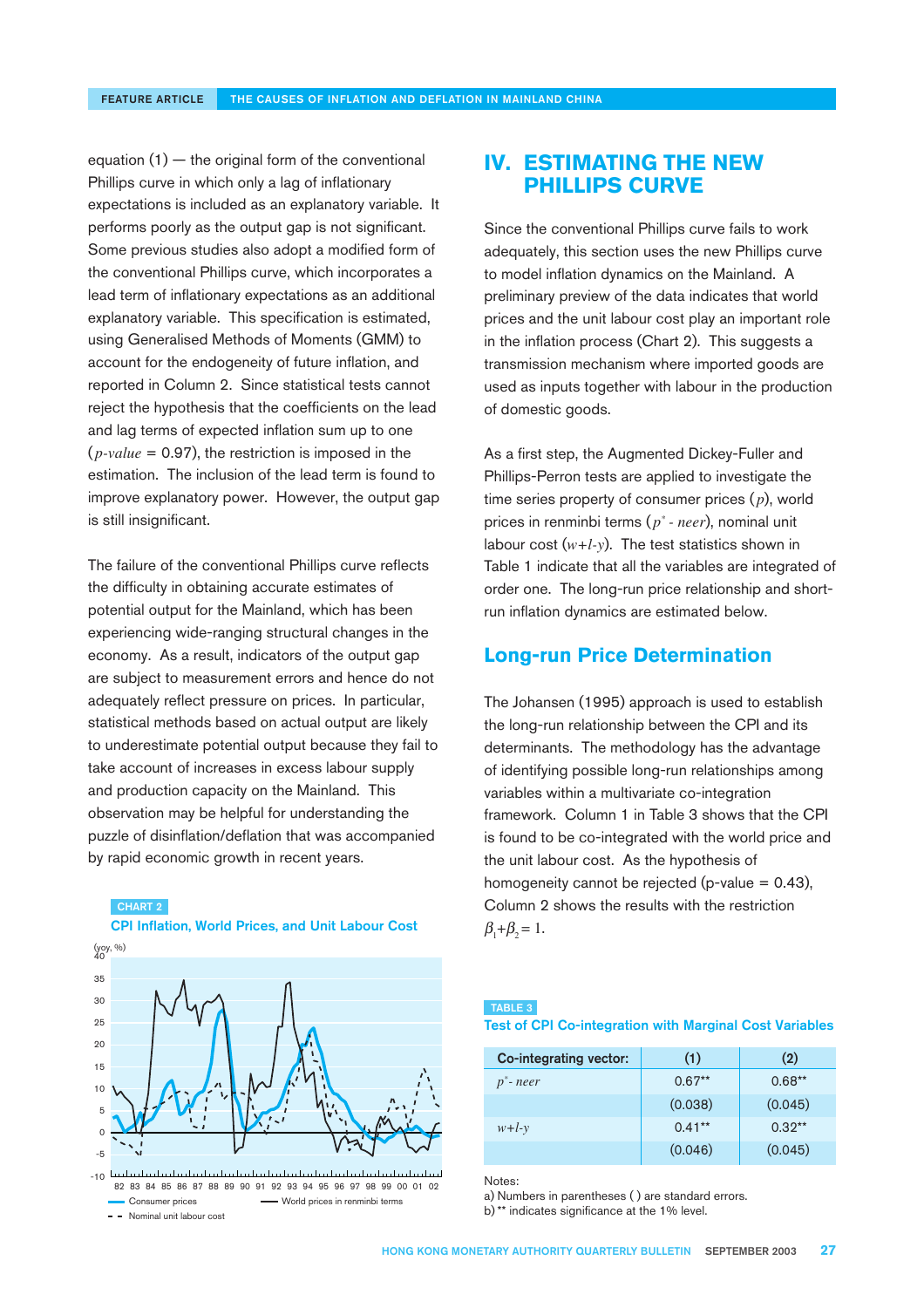equation (1) — the original form of the conventional Phillips curve in which only a lag of inflationary expectations is included as an explanatory variable. It performs poorly as the output gap is not significant. Some previous studies also adopt a modified form of the conventional Phillips curve, which incorporates a lead term of inflationary expectations as an additional explanatory variable. This specification is estimated, using Generalised Methods of Moments (GMM) to account for the endogeneity of future inflation, and reported in Column 2. Since statistical tests cannot reject the hypothesis that the coefficients on the lead and lag terms of expected inflation sum up to one ($p$-$value$ = 0.97), the restriction is imposed in the estimation. The inclusion of the lead term is found to improve explanatory power. However, the output gap is still insignificant.

The failure of the conventional Phillips curve reflects the difficulty in obtaining accurate estimates of potential output for the Mainland, which has been experiencing wide-ranging structural changes in the economy. As a result, indicators of the output gap are subject to measurement errors and hence do not adequately reflect pressure on prices. In particular, statistical methods based on actual output are likely to underestimate potential output because they fail to take account of increases in excess labour supply and production capacity on the Mainland. This observation may be helpful for understanding the puzzle of disinflation/deflation that was accompanied by rapid economic growth in recent years.

CHART 2

CPI Inflation, World Prices, and Unit Labour Cost

## IV. ESTIMATING THE NEW PHILLIPS CURVE

Since the conventional Phillips curve fails to work adequately, this section uses the new Phillips curve to model inflation dynamics on the Mainland. A preliminary preview of the data indicates that world prices and the unit labour cost play an important role in the inflation process (Chart 2). This suggests a transmission mechanism where imported goods are used as inputs together with labour in the production of domestic goods.

As a first step, the Augmented Dickey-Fuller and Phillips-Perron tests are applied to investigate the time series property of consumer prices ($p$), world prices in renminbi terms ($p^* - neer$), nominal unit labour cost ($w+l-y$). The test statistics shown in Table 1 indicate that all the variables are integrated of order one. The long-run price relationship and short-run inflation dynamics are estimated below.

### Long-run Price Determination

The Johansen (1995) approach is used to establish the long-run relationship between the CPI and its determinants. The methodology has the advantage of identifying possible long-run relationships among variables within a multivariate co-integration framework. Column 1 in Table 3 shows that the CPI is found to be co-integrated with the world price and the unit labour cost. As the hypothesis of homogeneity cannot be rejected (p-value = 0.43), Column 2 shows the results with the restriction $\beta_1+\beta_2 = 1$.

TABLE 3

Test of CPI Co-integration with Marginal Cost Variables

| Co-integrating vector: | (1) | (2) |
|---|---|---|
| $p^* - neer$ | 0.67** | 0.68** |
| | (0.038) | (0.045) |
| $w+l-y$ | 0.41** | 0.32** |
| | (0.046) | (0.045) |

Notes:
a) Numbers in parentheses ( ) are standard errors.
b) ** indicates significance at the 1% level.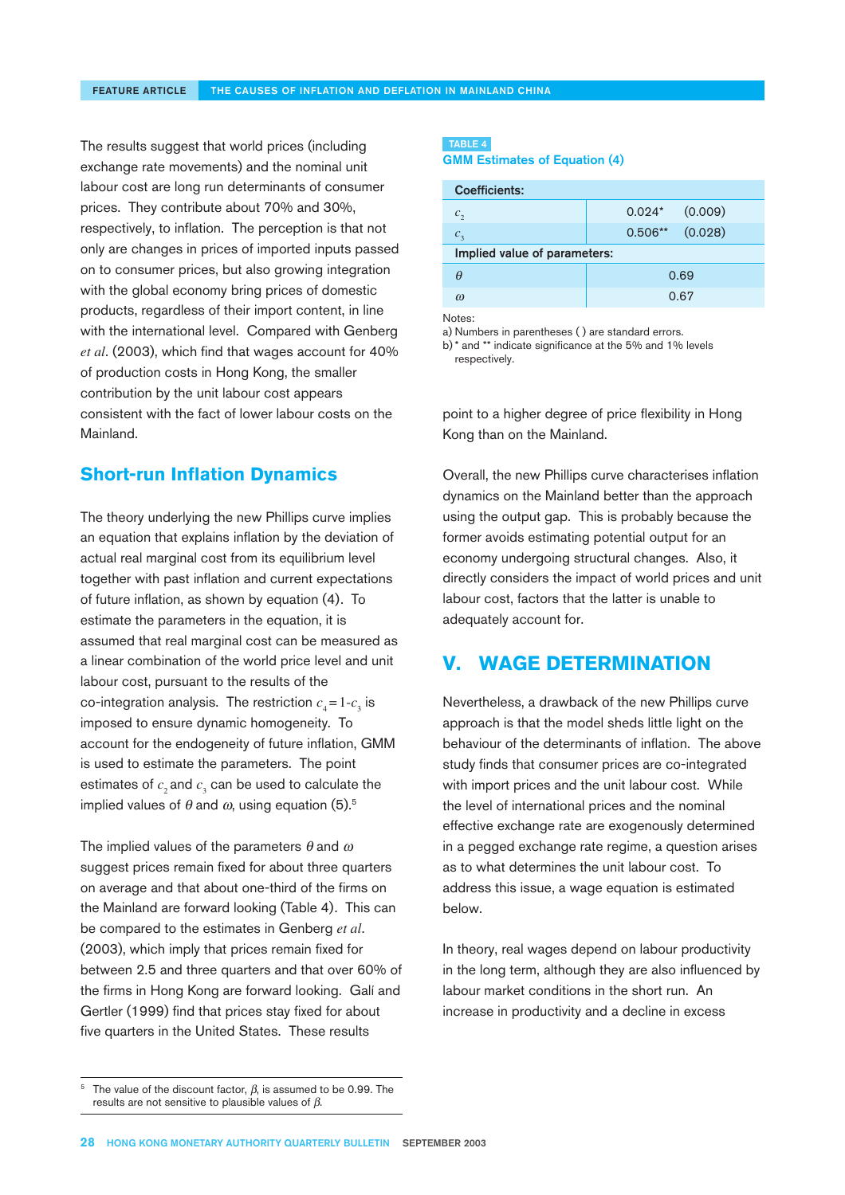The results suggest that world prices (including exchange rate movements) and the nominal unit labour cost are long run determinants of consumer prices. They contribute about 70% and 30%, respectively, to inflation. The perception is that not only are changes in prices of imported inputs passed on to consumer prices, but also growing integration with the global economy bring prices of domestic products, regardless of their import content, in line with the international level. Compared with Genberg *et al*. (2003), which find that wages account for 40% of production costs in Hong Kong, the smaller contribution by the unit labour cost appears consistent with the fact of lower labour costs on the Mainland.

## Short-run Inflation Dynamics

The theory underlying the new Phillips curve implies an equation that explains inflation by the deviation of actual real marginal cost from its equilibrium level together with past inflation and current expectations of future inflation, as shown by equation (4). To estimate the parameters in the equation, it is assumed that real marginal cost can be measured as a linear combination of the world price level and unit labour cost, pursuant to the results of the co-integration analysis. The restriction $c_4 = 1 - c_3$ is imposed to ensure dynamic homogeneity. To account for the endogeneity of future inflation, GMM is used to estimate the parameters. The point estimates of $c_2$ and $c_3$ can be used to calculate the implied values of $\theta$ and $\omega$, using equation (5).[5]

The implied values of the parameters $\theta$ and $\omega$ suggest prices remain fixed for about three quarters on average and that about one-third of the firms on the Mainland are forward looking (Table 4). This can be compared to the estimates in Genberg *et al*. (2003), which imply that prices remain fixed for between 2.5 and three quarters and that over 60% of the firms in Hong Kong are forward looking. Galí and Gertler (1999) find that prices stay fixed for about five quarters in the United States. These results point to a higher degree of price flexibility in Hong Kong than on the Mainland.

**TABLE 4**
**GMM Estimates of Equation (4)**

| Coefficients: | | |
|---|---|---|
| $c_2$ | 0.024* | (0.009) |
| $c_3$ | 0.506** | (0.028) |
| **Implied value of parameters:** | | |
| $\theta$ | 0.69 | |
| $\omega$ | 0.67 | |

Notes:
a) Numbers in parentheses ( ) are standard errors.
b) * and ** indicate significance at the 5% and 1% levels respectively.

Overall, the new Phillips curve characterises inflation dynamics on the Mainland better than the approach using the output gap. This is probably because the former avoids estimating potential output for an economy undergoing structural changes. Also, it directly considers the impact of world prices and unit labour cost, factors that the latter is unable to adequately account for.

# V. WAGE DETERMINATION

Nevertheless, a drawback of the new Phillips curve approach is that the model sheds little light on the behaviour of the determinants of inflation. The above study finds that consumer prices are co-integrated with import prices and the unit labour cost. While the level of international prices and the nominal effective exchange rate are exogenously determined in a pegged exchange rate regime, a question arises as to what determines the unit labour cost. To address this issue, a wage equation is estimated below.

In theory, real wages depend on labour productivity in the long term, although they are also influenced by labour market conditions in the short run. An increase in productivity and a decline in excess

---

[5] The value of the discount factor, $\beta$, is assumed to be 0.99. The results are not sensitive to plausible values of $\beta$.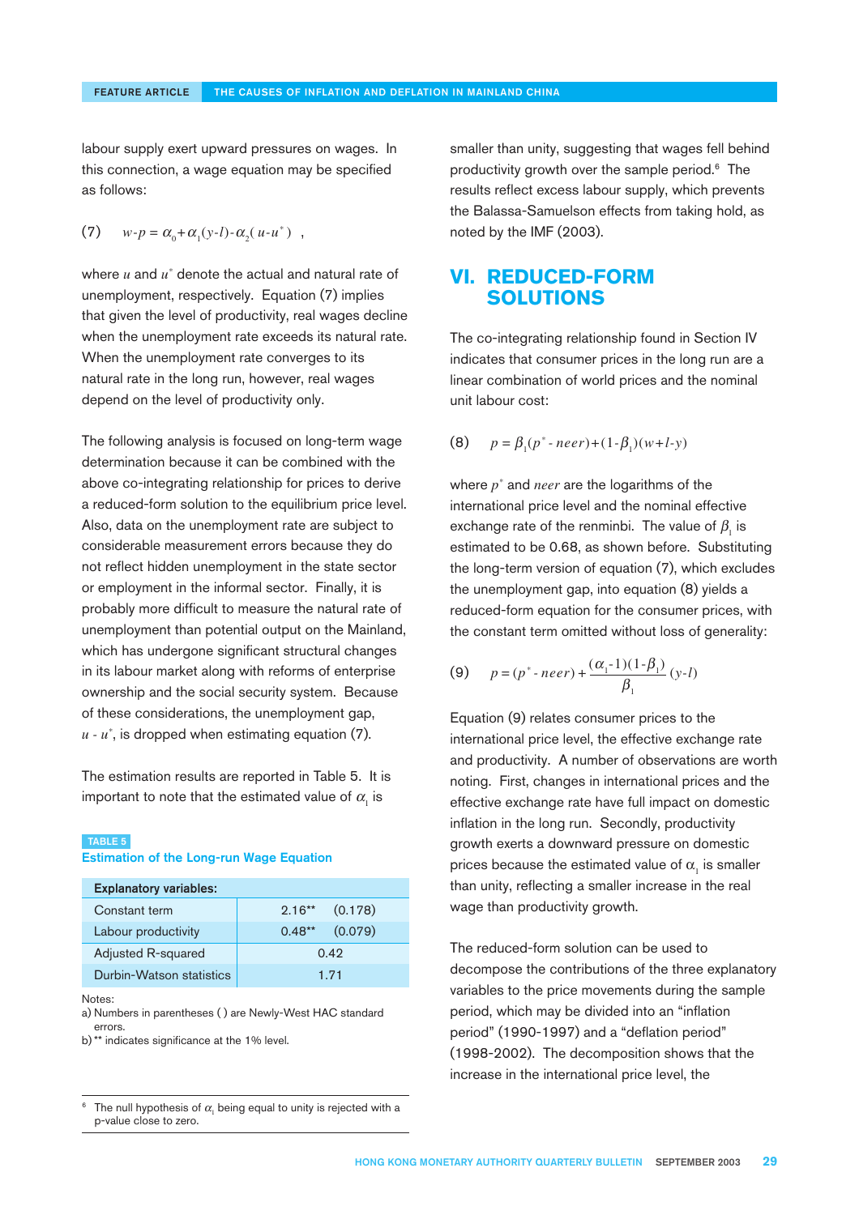labour supply exert upward pressures on wages. In this connection, a wage equation may be specified as follows:

$$w\text{-}p = \alpha_0 + \alpha_1(y\text{-}l) - \alpha_2(u\text{-}u^*) \quad , \tag{7}$$

where $u$ and $u^*$ denote the actual and natural rate of unemployment, respectively. Equation (7) implies that given the level of productivity, real wages decline when the unemployment rate exceeds its natural rate. When the unemployment rate converges to its natural rate in the long run, however, real wages depend on the level of productivity only.

The following analysis is focused on long-term wage determination because it can be combined with the above co-integrating relationship for prices to derive a reduced-form solution to the equilibrium price level. Also, data on the unemployment rate are subject to considerable measurement errors because they do not reflect hidden unemployment in the state sector or employment in the informal sector. Finally, it is probably more difficult to measure the natural rate of unemployment than potential output on the Mainland, which has undergone significant structural changes in its labour market along with reforms of enterprise ownership and the social security system. Because of these considerations, the unemployment gap, $u$ - $u^*$, is dropped when estimating equation (7).

The estimation results are reported in Table 5. It is important to note that the estimated value of $\alpha_1$ is smaller than unity, suggesting that wages fell behind productivity growth over the sample period.[6] The results reflect excess labour supply, which prevents the Balassa-Samuelson effects from taking hold, as noted by the IMF (2003).

**TABLE 5**
**Estimation of the Long-run Wage Equation**

| Explanatory variables: | | |
|---|---|---|
| Constant term | 2.16** | (0.178) |
| Labour productivity | 0.48** | (0.079) |
| Adjusted R-squared | 0.42 | |
| Durbin-Watson statistics | 1.71 | |

Notes:
a) Numbers in parentheses ( ) are Newly-West HAC standard errors.
b) ** indicates significance at the 1% level.

[6] The null hypothesis of $\alpha_1$ being equal to unity is rejected with a p-value close to zero.

## VI. REDUCED-FORM SOLUTIONS

The co-integrating relationship found in Section IV indicates that consumer prices in the long run are a linear combination of world prices and the nominal unit labour cost:

$$p = \beta_1(p^* \text{-}\ neer) + (1\text{-}\beta_1)(w + l\text{-}y) \tag{8}$$

where $p^*$ and $neer$ are the logarithms of the international price level and the nominal effective exchange rate of the renminbi. The value of $\beta_1$ is estimated to be 0.68, as shown before. Substituting the long-term version of equation (7), which excludes the unemployment gap, into equation (8) yields a reduced-form equation for the consumer prices, with the constant term omitted without loss of generality:

$$p = (p^* \text{-}\ neer) + \frac{(\alpha_1\text{-}1)(1\text{-}\beta_1)}{\beta_1}(y\text{-}l) \tag{9}$$

Equation (9) relates consumer prices to the international price level, the effective exchange rate and productivity. A number of observations are worth noting. First, changes in international prices and the effective exchange rate have full impact on domestic inflation in the long run. Secondly, productivity growth exerts a downward pressure on domestic prices because the estimated value of $\alpha_1$ is smaller than unity, reflecting a smaller increase in the real wage than productivity growth.

The reduced-form solution can be used to decompose the contributions of the three explanatory variables to the price movements during the sample period, which may be divided into an "inflation period" (1990-1997) and a "deflation period" (1998-2002). The decomposition shows that the increase in the international price level, the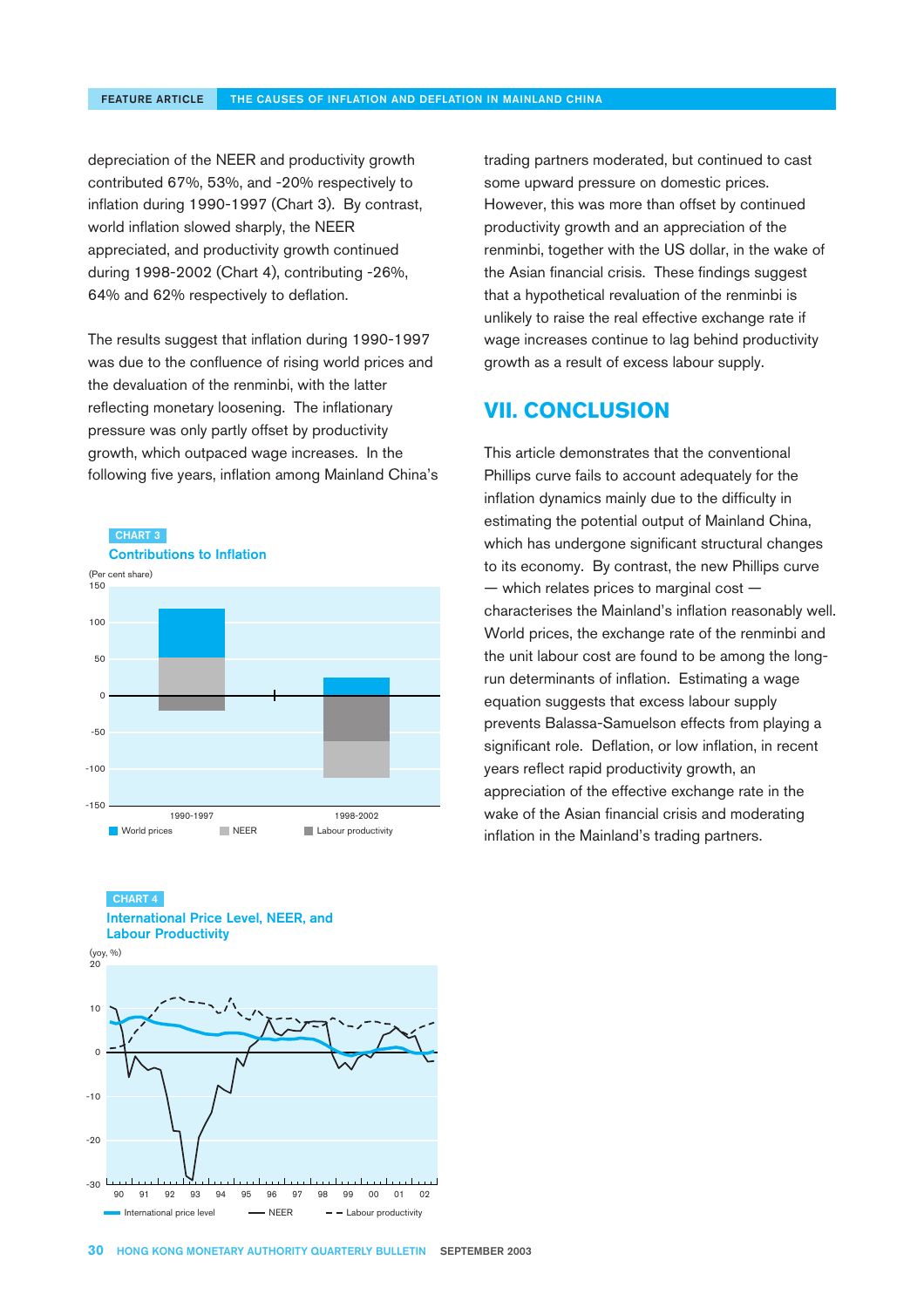depreciation of the NEER and productivity growth contributed 67%, 53%, and -20% respectively to inflation during 1990-1997 (Chart 3). By contrast, world inflation slowed sharply, the NEER appreciated, and productivity growth continued during 1998-2002 (Chart 4), contributing -26%, 64% and 62% respectively to deflation.

The results suggest that inflation during 1990-1997 was due to the confluence of rising world prices and the devaluation of the renminbi, with the latter reflecting monetary loosening. The inflationary pressure was only partly offset by productivity growth, which outpaced wage increases. In the following five years, inflation among Mainland China's trading partners moderated, but continued to cast some upward pressure on domestic prices. However, this was more than offset by continued productivity growth and an appreciation of the renminbi, together with the US dollar, in the wake of the Asian financial crisis. These findings suggest that a hypothetical revaluation of the renminbi is unlikely to raise the real effective exchange rate if wage increases continue to lag behind productivity growth as a result of excess labour supply.

CHART 3

Contributions to Inflation

CHART 4

International Price Level, NEER, and Labour Productivity

## VII. CONCLUSION

This article demonstrates that the conventional Phillips curve fails to account adequately for the inflation dynamics mainly due to the difficulty in estimating the potential output of Mainland China, which has undergone significant structural changes to its economy. By contrast, the new Phillips curve — which relates prices to marginal cost — characterises the Mainland's inflation reasonably well. World prices, the exchange rate of the renminbi and the unit labour cost are found to be among the long-run determinants of inflation. Estimating a wage equation suggests that excess labour supply prevents Balassa-Samuelson effects from playing a significant role. Deflation, or low inflation, in recent years reflect rapid productivity growth, an appreciation of the effective exchange rate in the wake of the Asian financial crisis and moderating inflation in the Mainland's trading partners.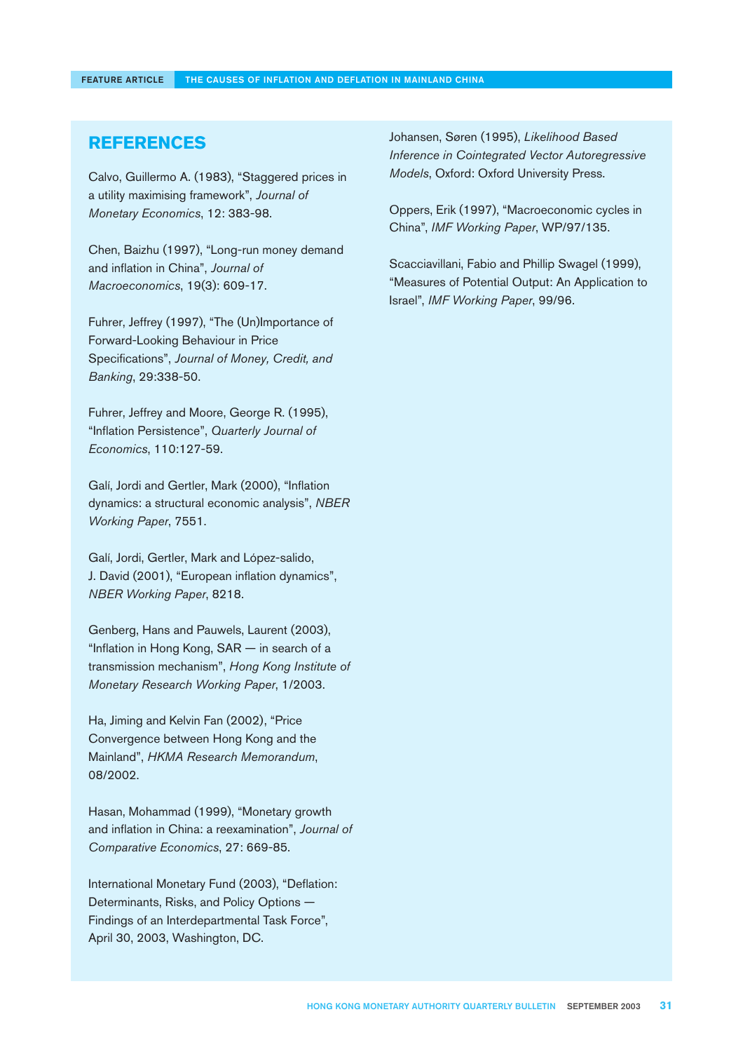## REFERENCES

Calvo, Guillermo A. (1983), "Staggered prices in a utility maximising framework", *Journal of Monetary Economics*, 12: 383-98.

Chen, Baizhu (1997), "Long-run money demand and inflation in China", *Journal of Macroeconomics*, 19(3): 609-17.

Fuhrer, Jeffrey (1997), "The (Un)Importance of Forward-Looking Behaviour in Price Specifications", *Journal of Money, Credit, and Banking*, 29:338-50.

Fuhrer, Jeffrey and Moore, George R. (1995), "Inflation Persistence", *Quarterly Journal of Economics*, 110:127-59.

Galí, Jordi and Gertler, Mark (2000), "Inflation dynamics: a structural economic analysis", *NBER Working Paper*, 7551.

Galí, Jordi, Gertler, Mark and López-salido, J. David (2001), "European inflation dynamics", *NBER Working Paper*, 8218.

Genberg, Hans and Pauwels, Laurent (2003), "Inflation in Hong Kong, SAR — in search of a transmission mechanism", *Hong Kong Institute of Monetary Research Working Paper*, 1/2003.

Ha, Jiming and Kelvin Fan (2002), "Price Convergence between Hong Kong and the Mainland", *HKMA Research Memorandum*, 08/2002.

Hasan, Mohammad (1999), "Monetary growth and inflation in China: a reexamination", *Journal of Comparative Economics*, 27: 669-85.

International Monetary Fund (2003), "Deflation: Determinants, Risks, and Policy Options — Findings of an Interdepartmental Task Force", April 30, 2003, Washington, DC.

Johansen, Søren (1995), *Likelihood Based Inference in Cointegrated Vector Autoregressive Models*, Oxford: Oxford University Press.

Oppers, Erik (1997), "Macroeconomic cycles in China", *IMF Working Paper*, WP/97/135.

Scacciavillani, Fabio and Phillip Swagel (1999), "Measures of Potential Output: An Application to Israel", *IMF Working Paper*, 99/96.